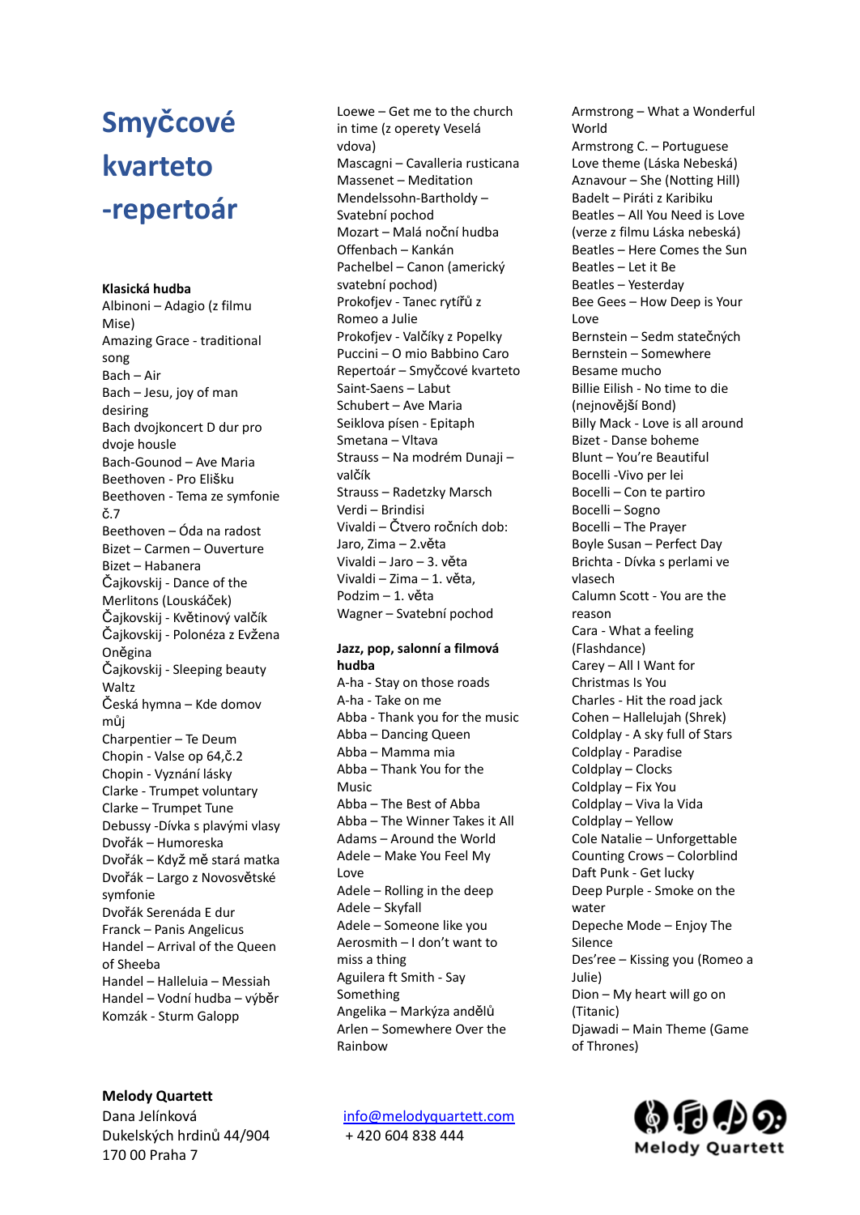# Smyčcové kvarteto -repertoár

**Klasická hudba**

Albinoni – Adagio (z filmu Mise)
Amazing Grace - traditional song
Bach – Air
Bach – Jesu, joy of man desiring
Bach dvojkoncert D dur pro dvoje housle
Bach-Gounod – Ave Maria
Beethoven - Pro Elišku
Beethoven - Tema ze symfonie č.7
Beethoven – Óda na radost
Bizet – Carmen – Ouverture
Bizet – Habanera
Čajkovskij - Dance of the Merlitons (Louskáček)
Čajkovskij - Květinový valčík
Čajkovskij - Polonéza z Evžena Oněgina
Čajkovskij - Sleeping beauty Waltz
Česká hymna – Kde domov můj
Charpentier – Te Deum
Chopin - Valse op 64,č.2
Chopin - Vyznání lásky
Clarke - Trumpet voluntary
Clarke – Trumpet Tune
Debussy -Dívka s plavými vlasy
Dvořák – Humoreska
Dvořák – Když mě stará matka
Dvořák – Largo z Novosvětské symfonie
Dvořák Serenáda E dur
Franck – Panis Angelicus
Handel – Arrival of the Queen of Sheeba
Handel – Halleluia – Messiah
Handel – Vodní hudba – výběr
Komzák - Sturm Galopp
Loewe – Get me to the church in time (z operety Veselá vdova)
Mascagni – Cavalleria rusticana
Massenet – Meditation
Mendelssohn-Bartholdy – Svatební pochod
Mozart – Malá noční hudba
Offenbach – Kankán
Pachelbel – Canon (americký svatební pochod)
Prokofjev - Tanec rytířů z Romeo a Julie
Prokofjev - Valčíky z Popelky
Puccini – O mio Babbino Caro
Repertoár – Smyčcové kvarteto
Saint-Saens – Labut
Schubert – Ave Maria
Seiklova písen - Epitaph
Smetana – Vltava
Strauss – Na modrém Dunaji – valčík
Strauss – Radetzky Marsch
Verdi – Brindisi
Vivaldi – Čtvero ročních dob: Jaro, Zima – 2.věta
Vivaldi – Jaro – 3. věta
Vivaldi – Zima – 1. věta, Podzim – 1. věta
Wagner – Svatební pochod

**Jazz, pop, salonní a filmová hudba**

A-ha - Stay on those roads
A-ha - Take on me
Abba - Thank you for the music
Abba – Dancing Queen
Abba – Mamma mia
Abba – Thank You for the Music
Abba – The Best of Abba
Abba – The Winner Takes it All
Adams – Around the World
Adele – Make You Feel My Love
Adele – Rolling in the deep
Adele – Skyfall
Adele – Someone like you
Aerosmith – I don't want to miss a thing
Aguilera ft Smith - Say Something
Angelika – Markýza andělů
Arlen – Somewhere Over the Rainbow
Armstrong – What a Wonderful World
Armstrong C. – Portuguese Love theme (Láska Nebeská)
Aznavour – She (Notting Hill)
Badelt – Piráti z Karibiku
Beatles – All You Need is Love (verze z filmu Láska nebeská)
Beatles – Here Comes the Sun
Beatles – Let it Be
Beatles – Yesterday
Bee Gees – How Deep is Your Love
Bernstein – Sedm statečných
Bernstein – Somewhere
Besame mucho
Billie Eilish - No time to die (nejnovější Bond)
Billy Mack - Love is all around
Bizet - Danse boheme
Blunt – You're Beautiful
Bocelli -Vivo per lei
Bocelli – Con te partiro
Bocelli – Sogno
Bocelli – The Prayer
Boyle Susan – Perfect Day
Brichta - Dívka s perlami ve vlasech
Calumn Scott - You are the reason
Cara - What a feeling (Flashdance)
Carey – All I Want for Christmas Is You
Charles - Hit the road jack
Cohen – Hallelujah (Shrek)
Coldplay - A sky full of Stars
Coldplay - Paradise
Coldplay – Clocks
Coldplay – Fix You
Coldplay – Viva la Vida
Coldplay – Yellow
Cole Natalie – Unforgettable
Counting Crows – Colorblind
Daft Punk - Get lucky
Deep Purple - Smoke on the water
Depeche Mode – Enjoy The Silence
Des'ree – Kissing you (Romeo a Julie)
Dion – My heart will go on (Titanic)
Djawadi – Main Theme (Game of Thrones)

**Melody Quartett**
Dana Jelínková
Dukelských hrdinů 44/904
170 00 Praha 7

info@melodyquartett.com
+ 420 604 838 444

Melody Quartett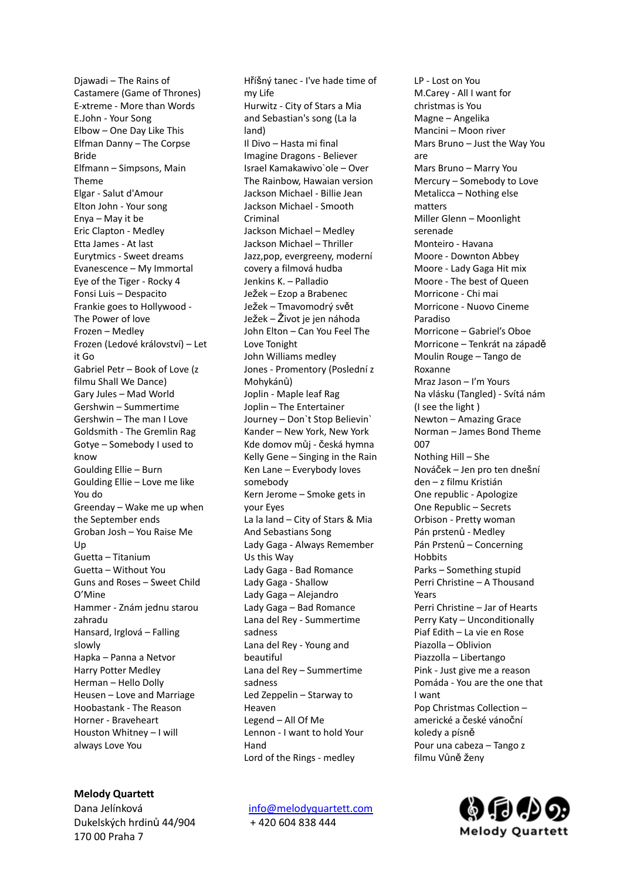Djawadi – The Rains of Castamere (Game of Thrones)
E-xtreme - More than Words
E.John - Your Song
Elbow – One Day Like This
Elfman Danny – The Corpse Bride
Elfmann – Simpsons, Main Theme
Elgar - Salut d'Amour
Elton John - Your song
Enya – May it be
Eric Clapton - Medley
Etta James - At last
Eurytmics - Sweet dreams
Evanescence – My Immortal
Eye of the Tiger - Rocky 4
Fonsi Luis – Despacito
Frankie goes to Hollywood - The Power of love
Frozen – Medley
Frozen (Ledové království) – Let it Go
Gabriel Petr – Book of Love (z filmu Shall We Dance)
Gary Jules – Mad World
Gershwin – Summertime
Gershwin – The man I Love
Goldsmith - The Gremlin Rag
Gotye – Somebody I used to know
Goulding Ellie – Burn
Goulding Ellie – Love me like You do
Greenday – Wake me up when the September ends
Groban Josh – You Raise Me Up
Guetta – Titanium
Guetta – Without You
Guns and Roses – Sweet Child O'Mine
Hammer - Znám jednu starou zahradu
Hansard, Irglová – Falling slowly
Hapka – Panna a Netvor
Harry Potter Medley
Herman – Hello Dolly
Heusen – Love and Marriage
Hoobastank - The Reason
Horner - Braveheart
Houston Whitney – I will always Love You

Hříšný tanec - I've hade time of my Life
Hurwitz - City of Stars a Mia and Sebastian's song (La la land)
Il Divo – Hasta mi final
Imagine Dragons - Believer
Israel Kamakawiwo`ole – Over The Rainbow, Hawaian version
Jackson Michael - Billie Jean
Jackson Michael - Smooth Criminal
Jackson Michael – Medley
Jackson Michael – Thriller
Jazz,pop, evergreeny, moderní covery a filmová hudba
Jenkins K. – Palladio
Ježek – Ezop a Brabenec
Ježek – Tmavomodrý svět
Ježek – Život je jen náhoda
John Elton – Can You Feel The Love Tonight
John Williams medley
Jones - Promentory (Poslední z Mohykánů)
Joplin - Maple leaf Rag
Joplin – The Entertainer
Journey – Don`t Stop Believin`
Kander – New York, New York
Kde domov můj - česká hymna
Kelly Gene – Singing in the Rain
Ken Lane – Everybody loves somebody
Kern Jerome – Smoke gets in your Eyes
La la land – City of Stars & Mia And Sebastians Song
Lady Gaga - Always Remember Us this Way
Lady Gaga - Bad Romance
Lady Gaga - Shallow
Lady Gaga – Alejandro
Lady Gaga – Bad Romance
Lana del Rey - Summertime sadness
Lana del Rey - Young and beautiful
Lana del Rey – Summertime sadness
Led Zeppelin – Starway to Heaven
Legend – All Of Me
Lennon - I want to hold Your Hand
Lord of the Rings - medley

LP - Lost on You
M.Carey - All I want for christmas is You
Magne – Angelika
Mancini – Moon river
Mars Bruno – Just the Way You are
Mars Bruno – Marry You
Mercury – Somebody to Love
Metalicca – Nothing else matters
Miller Glenn – Moonlight serenade
Monteiro - Havana
Moore - Downton Abbey
Moore - Lady Gaga Hit mix
Moore - The best of Queen
Morricone - Chi mai
Morricone - Nuovo Cineme Paradiso
Morricone – Gabriel's Oboe
Morricone – Tenkrát na západě
Moulin Rouge – Tango de Roxanne
Mraz Jason – I'm Yours
Na vlásku (Tangled) - Svítá nám (I see the light )
Newton – Amazing Grace
Norman – James Bond Theme 007
Nothing Hill – She
Nováček – Jen pro ten dnešní den – z filmu Kristián
One republic - Apologize
One Republic – Secrets
Orbison - Pretty woman
Pán prstenů - Medley
Pán Prstenů – Concerning Hobbits
Parks – Something stupid
Perri Christine – A Thousand Years
Perri Christine – Jar of Hearts
Perry Katy – Unconditionally
Piaf Edith – La vie en Rose
Piazolla – Oblivion
Piazzolla – Libertango
Pink - Just give me a reason
Pomáda - You are the one that I want
Pop Christmas Collection – americké a české vánoční koledy a písně
Pour una cabeza – Tango z filmu Vůně ženy

**Melody Quartett**
Dana Jelínková
Dukelských hrdinů 44/904
170 00 Praha 7

info@melodyquartett.com
+ 420 604 838 444

Melody Quartett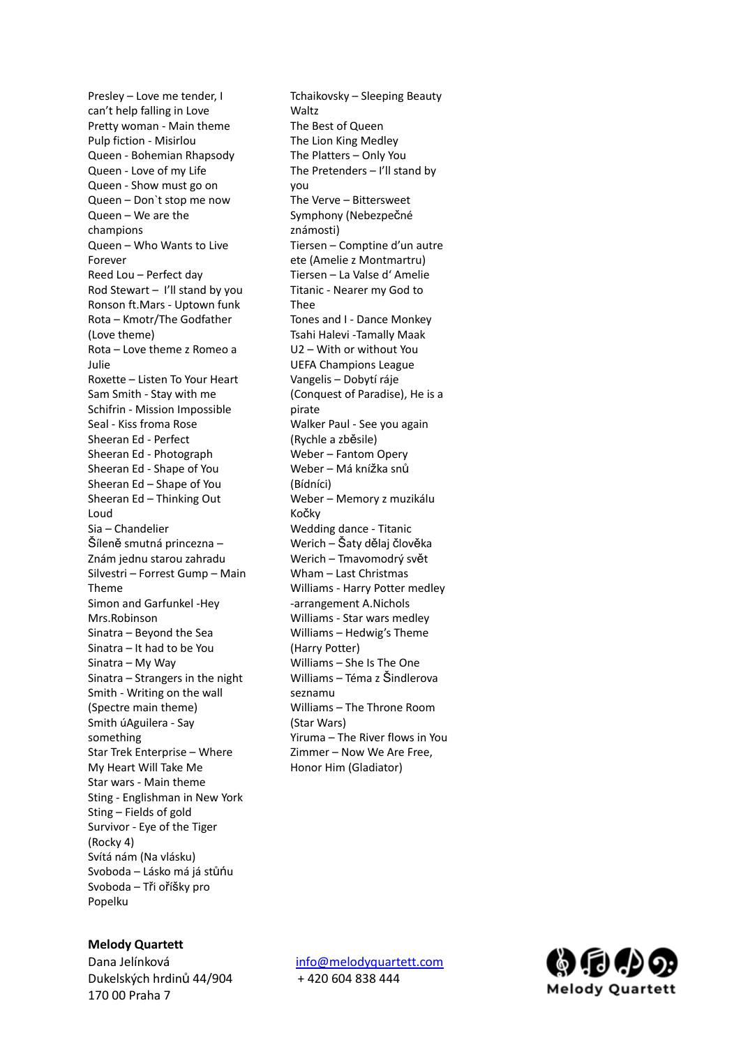Presley – Love me tender, I can't help falling in Love
Pretty woman - Main theme
Pulp fiction - Misirlou
Queen - Bohemian Rhapsody
Queen - Love of my Life
Queen - Show must go on
Queen – Don`t stop me now
Queen – We are the champions
Queen – Who Wants to Live Forever
Reed Lou – Perfect day
Rod Stewart – I'll stand by you
Ronson ft.Mars - Uptown funk
Rota – Kmotr/The Godfather (Love theme)
Rota – Love theme z Romeo a Julie
Roxette – Listen To Your Heart
Sam Smith - Stay with me
Schifrin - Mission Impossible
Seal - Kiss froma Rose
Sheeran Ed - Perfect
Sheeran Ed - Photograph
Sheeran Ed - Shape of You
Sheeran Ed – Shape of You
Sheeran Ed – Thinking Out Loud
Sia – Chandelier
Šíleně smutná princezna – Znám jednu starou zahradu
Silvestri – Forrest Gump – Main Theme
Simon and Garfunkel -Hey Mrs.Robinson
Sinatra – Beyond the Sea
Sinatra – It had to be You
Sinatra – My Way
Sinatra – Strangers in the night
Smith - Writing on the wall (Spectre main theme)
Smith úAguilera - Say something
Star Trek Enterprise – Where My Heart Will Take Me
Star wars - Main theme
Sting - Englishman in New York
Sting – Fields of gold
Survivor - Eye of the Tiger (Rocky 4)
Svítá nám (Na vlásku)
Svoboda – Lásko má já stůňu
Svoboda – Tři oříšky pro Popelku
Tchaikovsky – Sleeping Beauty Waltz
The Best of Queen
The Lion King Medley
The Platters – Only You
The Pretenders – I'll stand by you
The Verve – Bittersweet Symphony (Nebezpečné známosti)
Tiersen – Comptine d'un autre ete (Amelie z Montmartru)
Tiersen – La Valse d' Amelie
Titanic - Nearer my God to Thee
Tones and I - Dance Monkey
Tsahi Halevi -Tamally Maak
U2 – With or without You
UEFA Champions League
Vangelis – Dobytí ráje (Conquest of Paradise), He is a pirate
Walker Paul - See you again (Rychle a zběsile)
Weber – Fantom Opery
Weber – Má knížka snů (Bídníci)
Weber – Memory z muzikálu Kočky
Wedding dance - Titanic
Werich – Šaty dělaj člověka
Werich – Tmavomodrý svět
Wham – Last Christmas
Williams - Harry Potter medley -arrangement A.Nichols
Williams - Star wars medley
Williams – Hedwig's Theme (Harry Potter)
Williams – She Is The One
Williams – Téma z Šindlerova seznamu
Williams – The Throne Room (Star Wars)
Yiruma – The River flows in You
Zimmer – Now We Are Free, Honor Him (Gladiator)

**Melody Quartett**
Dana Jelínková
Dukelských hrdinů 44/904
170 00 Praha 7

info@melodyquartett.com
+ 420 604 838 444

Melody Quartett